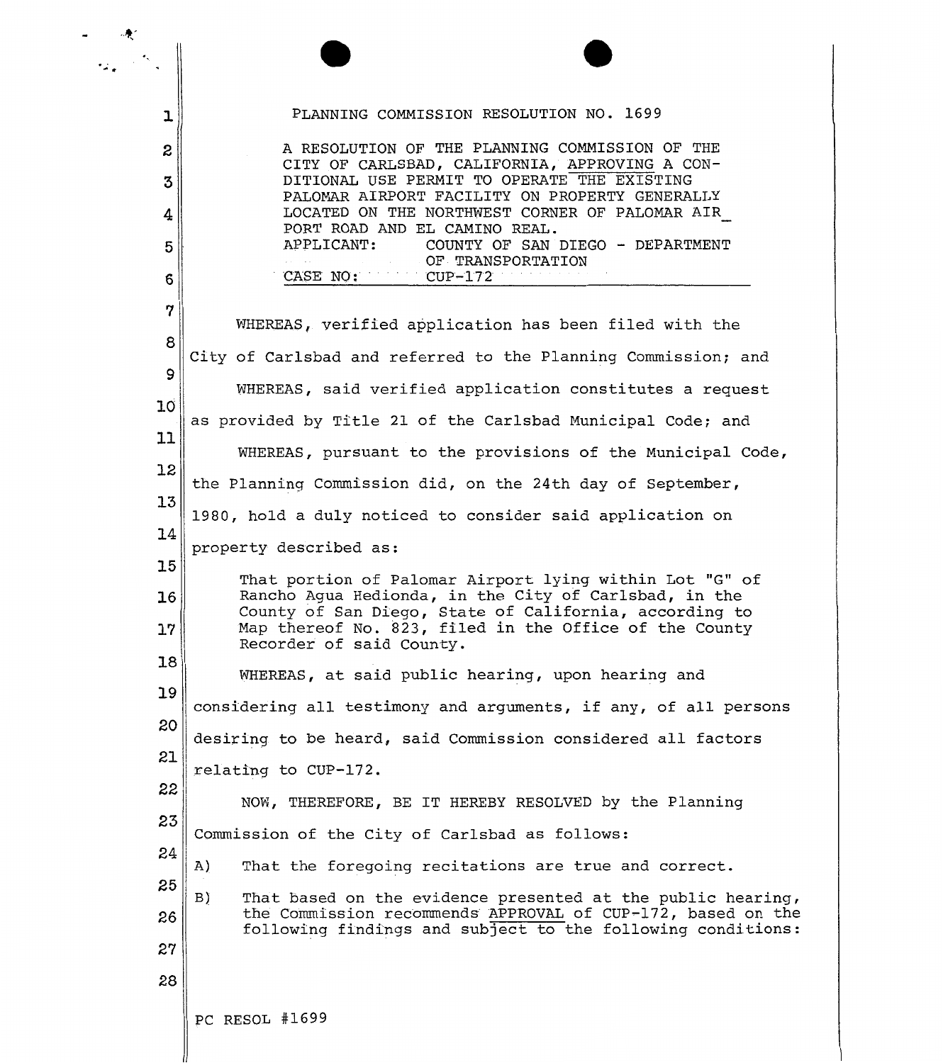# PLANNING COMMISSION RESOLUTION NO. 1699

A RESOLUTION OF THE PLANNING COMMISSION OF THE CITY OF CARLSBAD, CALIFORNIA, APPROVING A CONDITIONAL USE PERMIT TO OPERATE THE EXISTING PALOMAR AIRPORT FACILITY ON PROPERTY GENERALLY LOCATED ON THE NORTHWEST CORNER OF PALOMAR AIRPORT ROAD AND EL CAMINO REAL.

APPLICANT: COUNTY OF SAN DIEGO - DEPARTMENT OF TRANSPORTATION

CASE NO: CUP-172

WHEREAS, verified application has been filed with the City of Carlsbad and referred to the Planning Commission; and

WHEREAS, said verified application constitutes a request as provided by Title 21 of the Carlsbad Municipal Code; and

WHEREAS, pursuant to the provisions of the Municipal Code, the Planning Commission did, on the 24th day of September, 1980, hold a duly noticed to consider said application on property described as:

> That portion of Palomar Airport lying within Lot "G" of Rancho Agua Hedionda, in the City of Carlsbad, in the County of San Diego, State of California, according to Map thereof No. 823, filed in the Office of the County Recorder of said County.

WHEREAS, at said public hearing, upon hearing and considering all testimony and arguments, if any, of all persons desiring to be heard, said Commission considered all factors relating to CUP-172.

NOW, THEREFORE, BE IT HEREBY RESOLVED by the Planning Commission of the City of Carlsbad as follows:

A) That the foregoing recitations are true and correct.

B) That based on the evidence presented at the public hearing, the Commission recommends APPROVAL of CUP-172, based on the following findings and subject to the following conditions:

PC RESOL #1699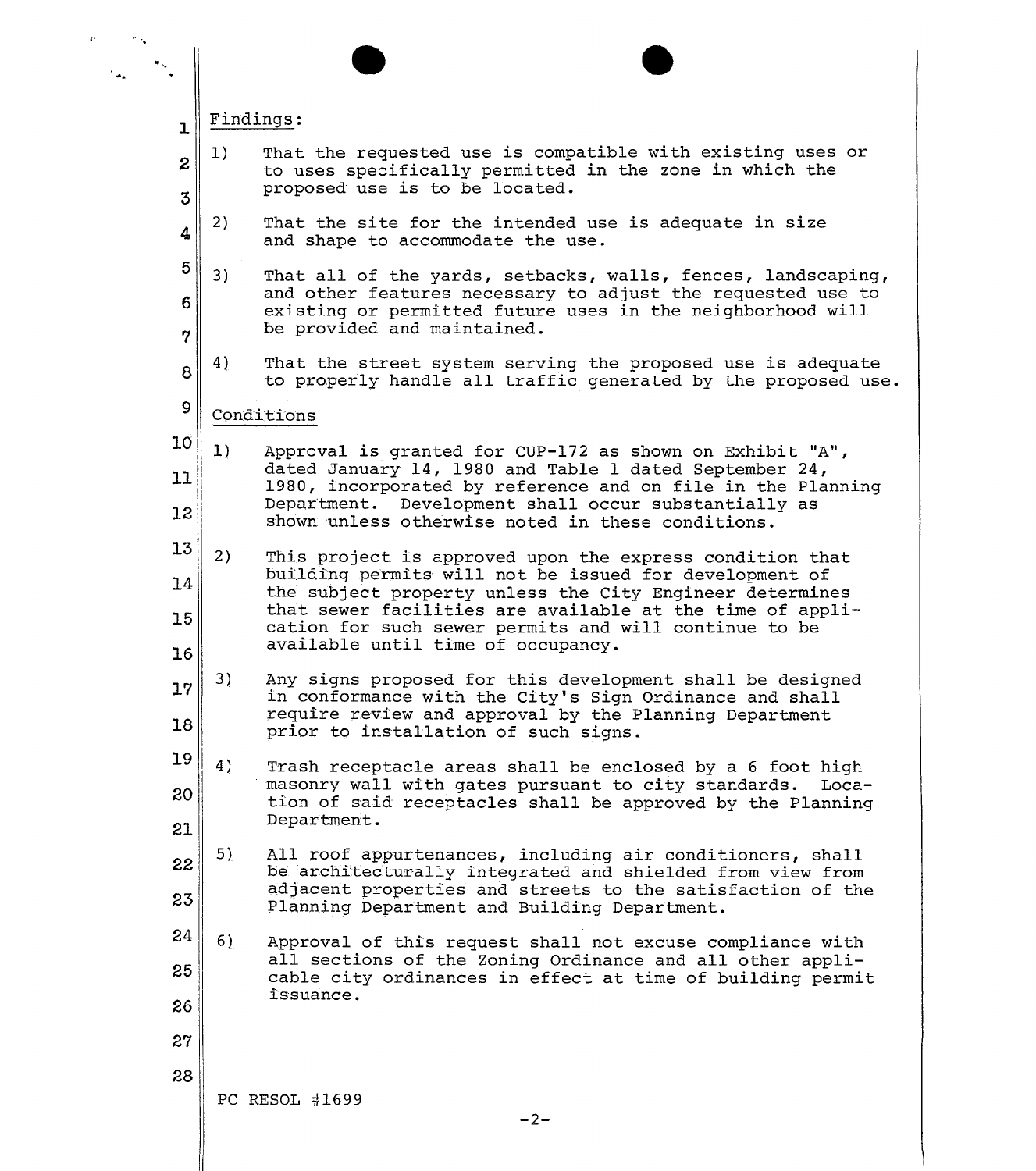Findings:

1) That the requested use is compatible with existing uses or to uses specifically permitted in the zone in which the proposed use is to be located.

2) That the site for the intended use is adequate in size and shape to accommodate the use.

3) That all of the yards, setbacks, walls, fences, landscaping, and other features necessary to adjust the requested use to existing or permitted future uses in the neighborhood will be provided and maintained.

4) That the street system serving the proposed use is adequate to properly handle all traffic generated by the proposed use.

Conditions

1) Approval is granted for CUP-172 as shown on Exhibit "A", dated January 14, 1980 and Table 1 dated September 24, 1980, incorporated by reference and on file in the Planning Department. Development shall occur substantially as shown unless otherwise noted in these conditions.

2) This project is approved upon the express condition that building permits will not be issued for development of the subject property unless the City Engineer determines that sewer facilities are available at the time of application for such sewer permits and will continue to be available until time of occupancy.

3) Any signs proposed for this development shall be designed in conformance with the City's Sign Ordinance and shall require review and approval by the Planning Department prior to installation of such signs.

4) Trash receptacle areas shall be enclosed by a 6 foot high masonry wall with gates pursuant to city standards. Location of said receptacles shall be approved by the Planning Department.

5) All roof appurtenances, including air conditioners, shall be architecturally integrated and shielded from view from adjacent properties and streets to the satisfaction of the Planning Department and Building Department.

6) Approval of this request shall not excuse compliance with all sections of the Zoning Ordinance and all other applicable city ordinances in effect at time of building permit issuance.

PC RESOL #1699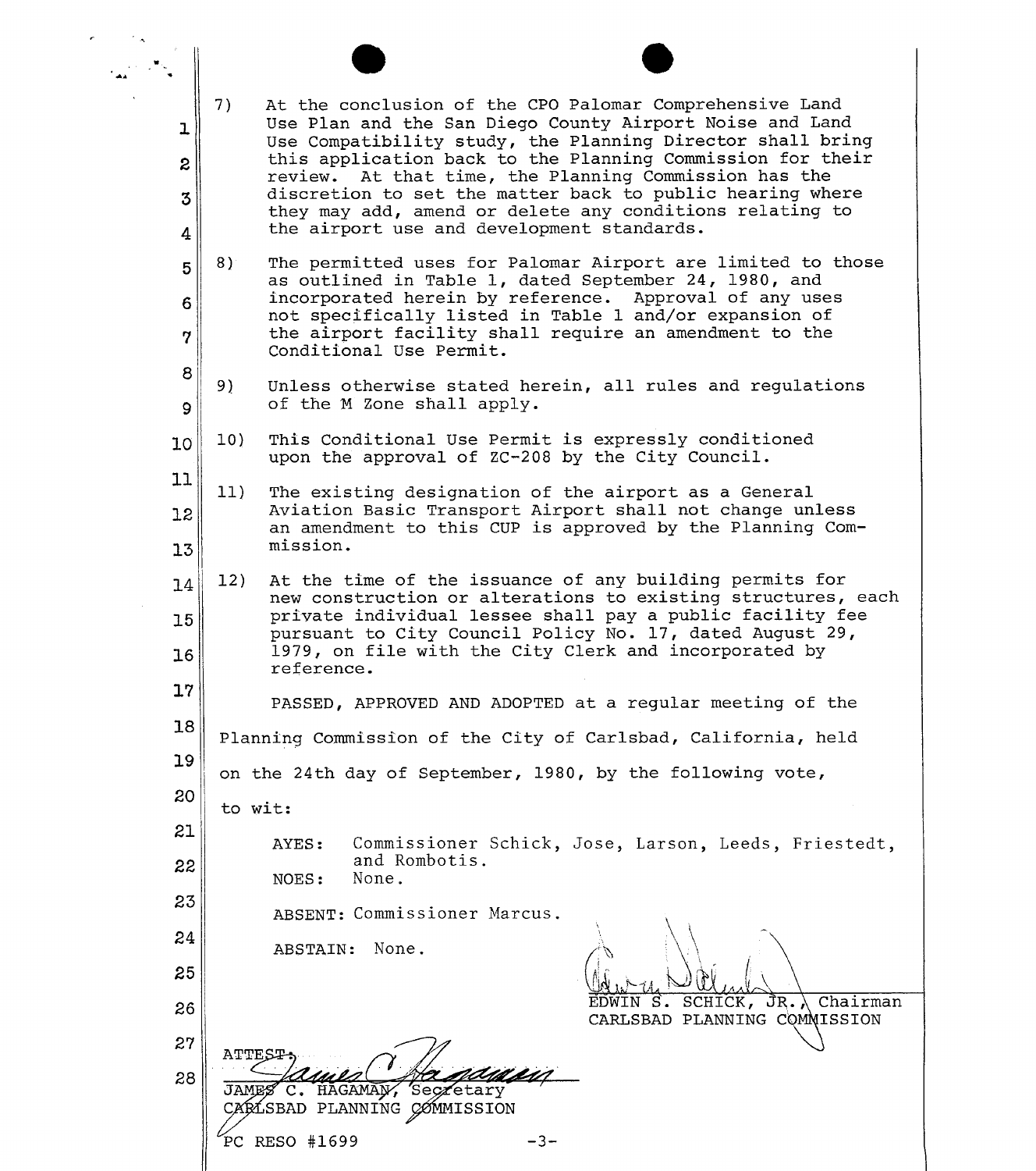7) At the conclusion of the CPO Palomar Comprehensive Land Use Plan and the San Diego County Airport Noise and Land Use Compatibility study, the Planning Director shall bring this application back to the Planning Commission for their review. At that time, the Planning Commission has the discretion to set the matter back to public hearing where they may add, amend or delete any conditions relating to the airport use and development standards.

8) The permitted uses for Palomar Airport are limited to those as outlined in Table 1, dated September 24, 1980, and incorporated herein by reference. Approval of any uses not specifically listed in Table 1 and/or expansion of the airport facility shall require an amendment to the Conditional Use Permit.

9) Unless otherwise stated herein, all rules and regulations of the M Zone shall apply.

10) This Conditional Use Permit is expressly conditioned upon the approval of ZC-208 by the City Council.

11) The existing designation of the airport as a General Aviation Basic Transport Airport shall not change unless an amendment to this CUP is approved by the Planning Commission.

12) At the time of the issuance of any building permits for new construction or alterations to existing structures, each private individual lessee shall pay a public facility fee pursuant to City Council Policy No. 17, dated August 29, 1979, on file with the City Clerk and incorporated by reference.

PASSED, APPROVED AND ADOPTED at a regular meeting of the Planning Commission of the City of Carlsbad, California, held on the 24th day of September, 1980, by the following vote, to wit:

AYES: Commissioner Schick, Jose, Larson, Leeds, Friestedt, and Rombotis.
NOES: None.
ABSENT: Commissioner Marcus.
ABSTAIN: None.

EDWIN S. SCHICK, JR., Chairman
CARLSBAD PLANNING COMMISSION

ATTEST:

JAMES C. HAGAMAN, Secretary
CARLSBAD PLANNING COMMISSION

PC RESO #1699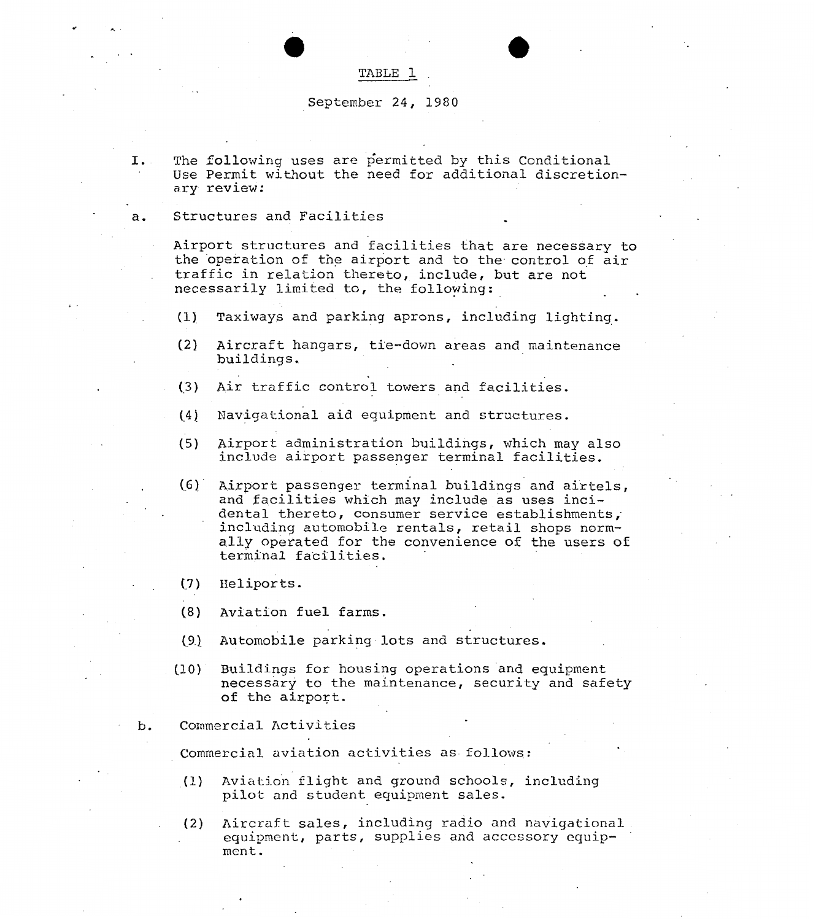# TABLE 1

September 24, 1980

I. The following uses are permitted by this Conditional Use Permit without the need for additional discretionary review:

a. Structures and Facilities

Airport structures and facilities that are necessary to the operation of the airport and to the control of air traffic in relation thereto, include, but are not necessarily limited to, the following:

(1) Taxiways and parking aprons, including lighting.

(2) Aircraft hangars, tie-down areas and maintenance buildings.

(3) Air traffic control towers and facilities.

(4) Navigational aid equipment and structures.

(5) Airport administration buildings, which may also include airport passenger terminal facilities.

(6) Airport passenger terminal buildings and airtels, and facilities which may include as uses incidental thereto, consumer service establishments, including automobile rentals, retail shops normally operated for the convenience of the users of terminal facilities.

(7) Heliports.

(8) Aviation fuel farms.

(9) Automobile parking lots and structures.

(10) Buildings for housing operations and equipment necessary to the maintenance, security and safety of the airport.

b. Commercial Activities

Commercial aviation activities as follows:

(1) Aviation flight and ground schools, including pilot and student equipment sales.

(2) Aircraft sales, including radio and navigational equipment, parts, supplies and accessory equipment.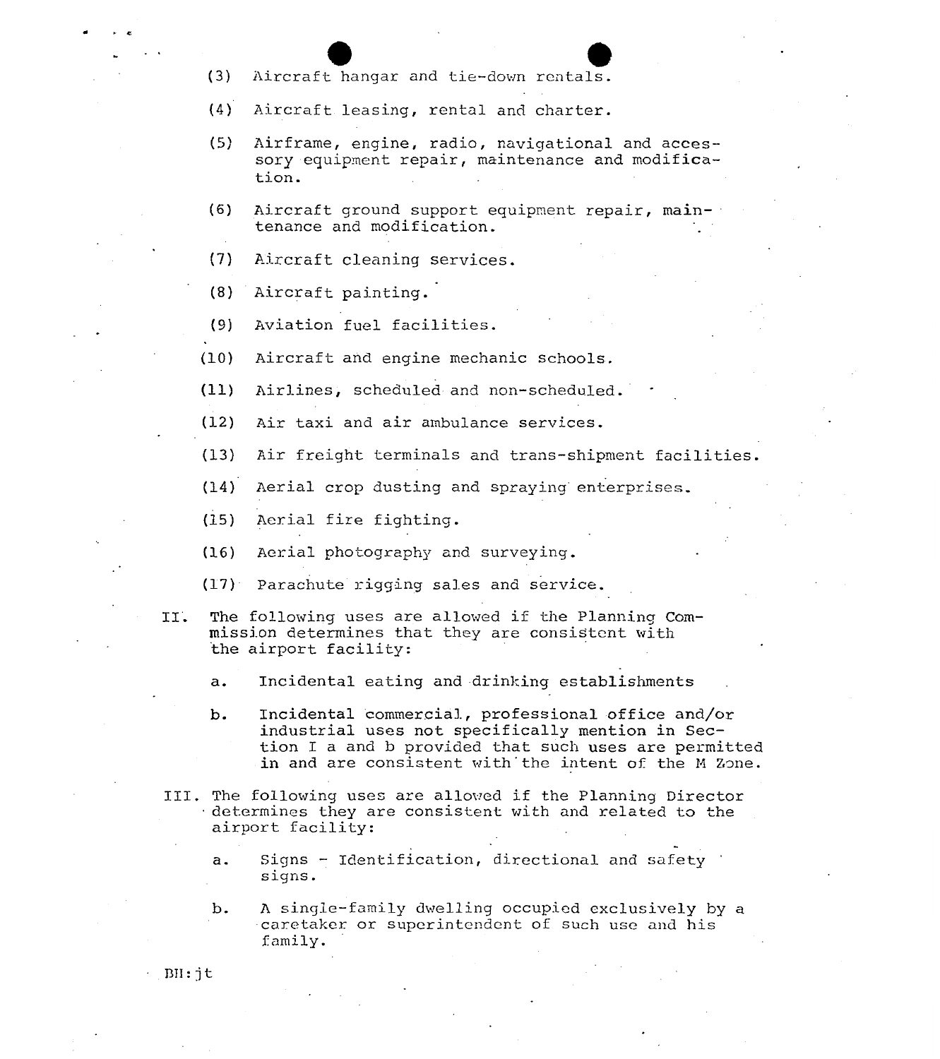(3) Aircraft hangar and tie-down rentals.

(4) Aircraft leasing, rental and charter.

(5) Airframe, engine, radio, navigational and accessory equipment repair, maintenance and modification.

(6) Aircraft ground support equipment repair, maintenance and modification.

(7) Aircraft cleaning services.

(8) Aircraft painting.

(9) Aviation fuel facilities.

(10) Aircraft and engine mechanic schools.

(11) Airlines, scheduled and non-scheduled.

(12) Air taxi and air ambulance services.

(13) Air freight terminals and trans-shipment facilities.

(14) Aerial crop dusting and spraying enterprises.

(15) Aerial fire fighting.

(16) Aerial photography and surveying.

(17) Parachute rigging sales and service.

II. The following uses are allowed if the Planning Commission determines that they are consistent with the airport facility:

a. Incidental eating and drinking establishments

b. Incidental commercial, professional office and/or industrial uses not specifically mention in Section I a and b provided that such uses are permitted in and are consistent with the intent of the M Zone.

III. The following uses are allowed if the Planning Director determines they are consistent with and related to the airport facility:

a. Signs - Identification, directional and safety signs.

b. A single-family dwelling occupied exclusively by a caretaker or superintendent of such use and his family.

BH:jt